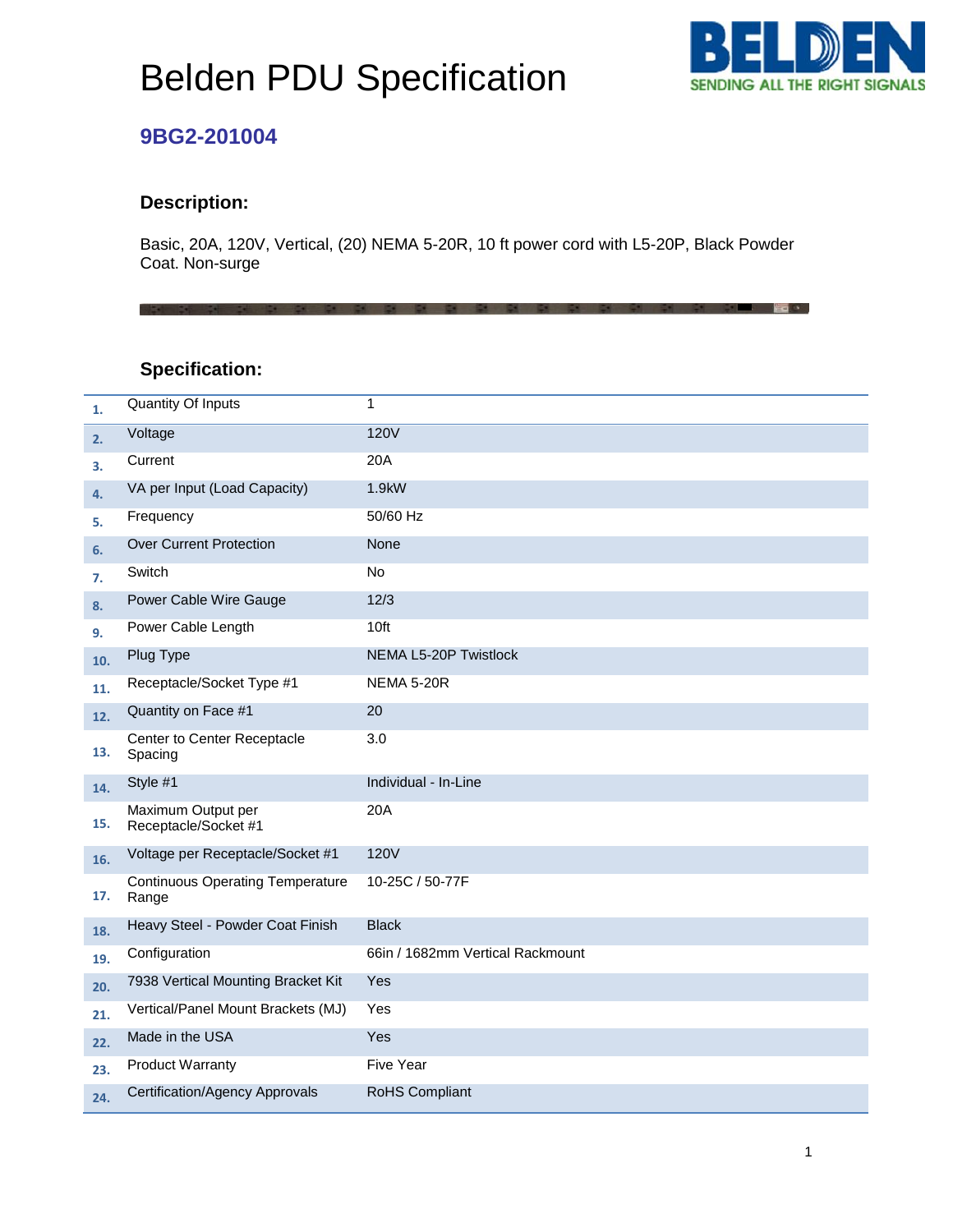# Belden PDU Specification

## 9BG2-201004

### Description:

Basic, 20A, 120V, Vertical, (20) NEMA 5-20R, 10 ft power cord with L5-20P, Black Powder Coat. Non-surge

### Specification:

| | | |
|---|---|---|
| 1. | Quantity Of Inputs | 1 |
| 2. | Voltage | 120V |
| 3. | Current | 20A |
| 4. | VA per Input (Load Capacity) | 1.9kW |
| 5. | Frequency | 50/60 Hz |
| 6. | Over Current Protection | None |
| 7. | Switch | No |
| 8. | Power Cable Wire Gauge | 12/3 |
| 9. | Power Cable Length | 10ft |
| 10. | Plug Type | NEMA L5-20P Twistlock |
| 11. | Receptacle/Socket Type #1 | NEMA 5-20R |
| 12. | Quantity on Face #1 | 20 |
| 13. | Center to Center Receptacle Spacing | 3.0 |
| 14. | Style #1 | Individual - In-Line |
| 15. | Maximum Output per Receptacle/Socket #1 | 20A |
| 16. | Voltage per Receptacle/Socket #1 | 120V |
| 17. | Continuous Operating Temperature Range | 10-25C / 50-77F |
| 18. | Heavy Steel - Powder Coat Finish | Black |
| 19. | Configuration | 66in / 1682mm Vertical Rackmount |
| 20. | 7938 Vertical Mounting Bracket Kit | Yes |
| 21. | Vertical/Panel Mount Brackets (MJ) | Yes |
| 22. | Made in the USA | Yes |
| 23. | Product Warranty | Five Year |
| 24. | Certification/Agency Approvals | RoHS Compliant |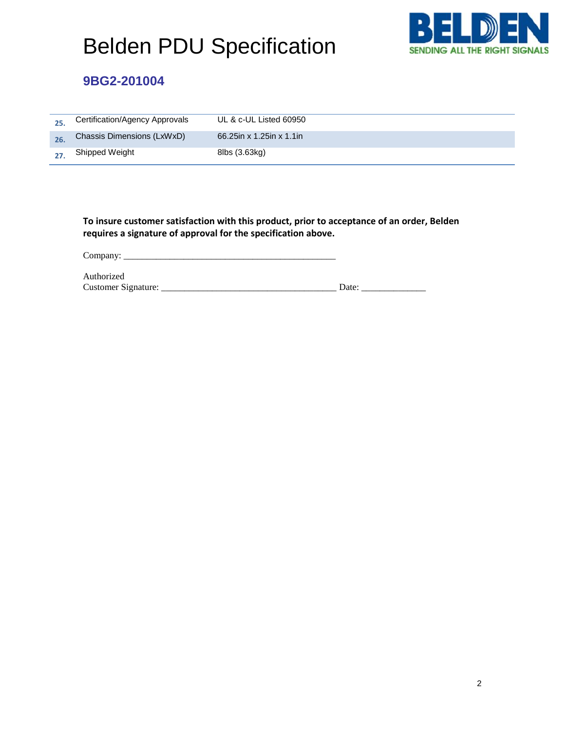# Belden PDU Specification

## 9BG2-201004

| | | |
|---|---|---|
| 25. | Certification/Agency Approvals | UL & c-UL Listed 60950 |
| 26. | Chassis Dimensions (LxWxD) | 66.25in x 1.25in x 1.1in |
| 27. | Shipped Weight | 8lbs (3.63kg) |

**To insure customer satisfaction with this product, prior to acceptance of an order, Belden requires a signature of approval for the specification above.**

Company: _______________________________________________

Authorized
Customer Signature: _______________________________________ Date: ______________